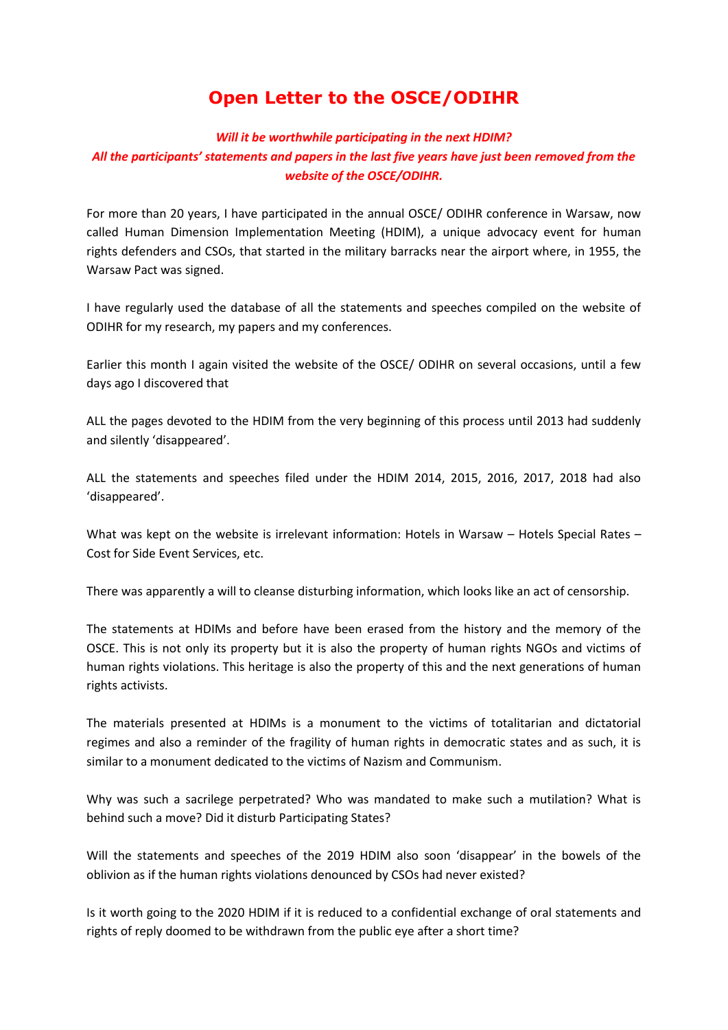# Open Letter to the OSCE/ODIHR

***Will it be worthwhile participating in the next HDIM?***
***All the participants' statements and papers in the last five years have just been removed from the website of the OSCE/ODIHR.***

For more than 20 years, I have participated in the annual OSCE/ ODIHR conference in Warsaw, now called Human Dimension Implementation Meeting (HDIM), a unique advocacy event for human rights defenders and CSOs, that started in the military barracks near the airport where, in 1955, the Warsaw Pact was signed.

I have regularly used the database of all the statements and speeches compiled on the website of ODIHR for my research, my papers and my conferences.

Earlier this month I again visited the website of the OSCE/ ODIHR on several occasions, until a few days ago I discovered that

ALL the pages devoted to the HDIM from the very beginning of this process until 2013 had suddenly and silently 'disappeared'.

ALL the statements and speeches filed under the HDIM 2014, 2015, 2016, 2017, 2018 had also 'disappeared'.

What was kept on the website is irrelevant information: Hotels in Warsaw – Hotels Special Rates – Cost for Side Event Services, etc.

There was apparently a will to cleanse disturbing information, which looks like an act of censorship.

The statements at HDIMs and before have been erased from the history and the memory of the OSCE. This is not only its property but it is also the property of human rights NGOs and victims of human rights violations. This heritage is also the property of this and the next generations of human rights activists.

The materials presented at HDIMs is a monument to the victims of totalitarian and dictatorial regimes and also a reminder of the fragility of human rights in democratic states and as such, it is similar to a monument dedicated to the victims of Nazism and Communism.

Why was such a sacrilege perpetrated? Who was mandated to make such a mutilation? What is behind such a move? Did it disturb Participating States?

Will the statements and speeches of the 2019 HDIM also soon 'disappear' in the bowels of the oblivion as if the human rights violations denounced by CSOs had never existed?

Is it worth going to the 2020 HDIM if it is reduced to a confidential exchange of oral statements and rights of reply doomed to be withdrawn from the public eye after a short time?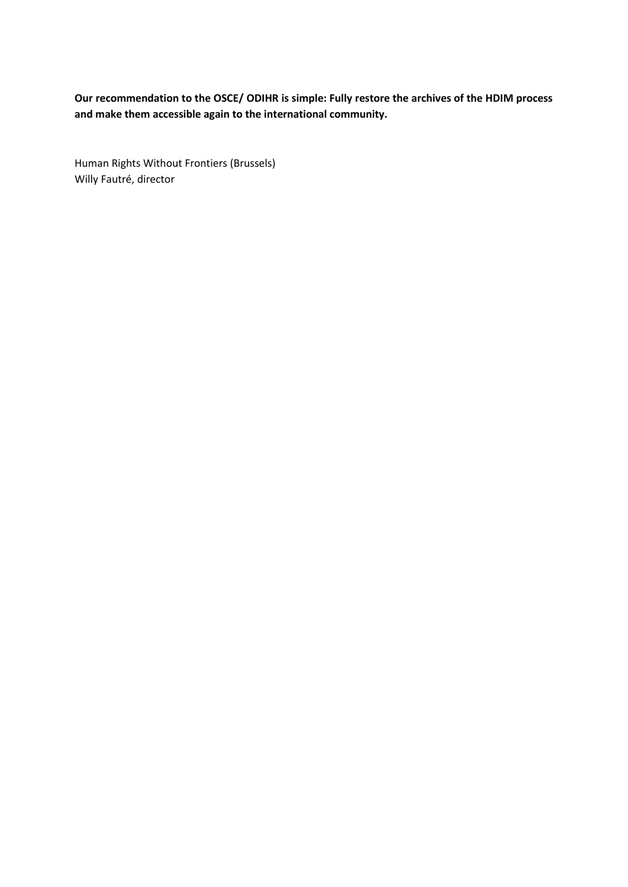**Our recommendation to the OSCE/ ODIHR is simple: Fully restore the archives of the HDIM process and make them accessible again to the international community.**

Human Rights Without Frontiers (Brussels)
Willy Fautré, director